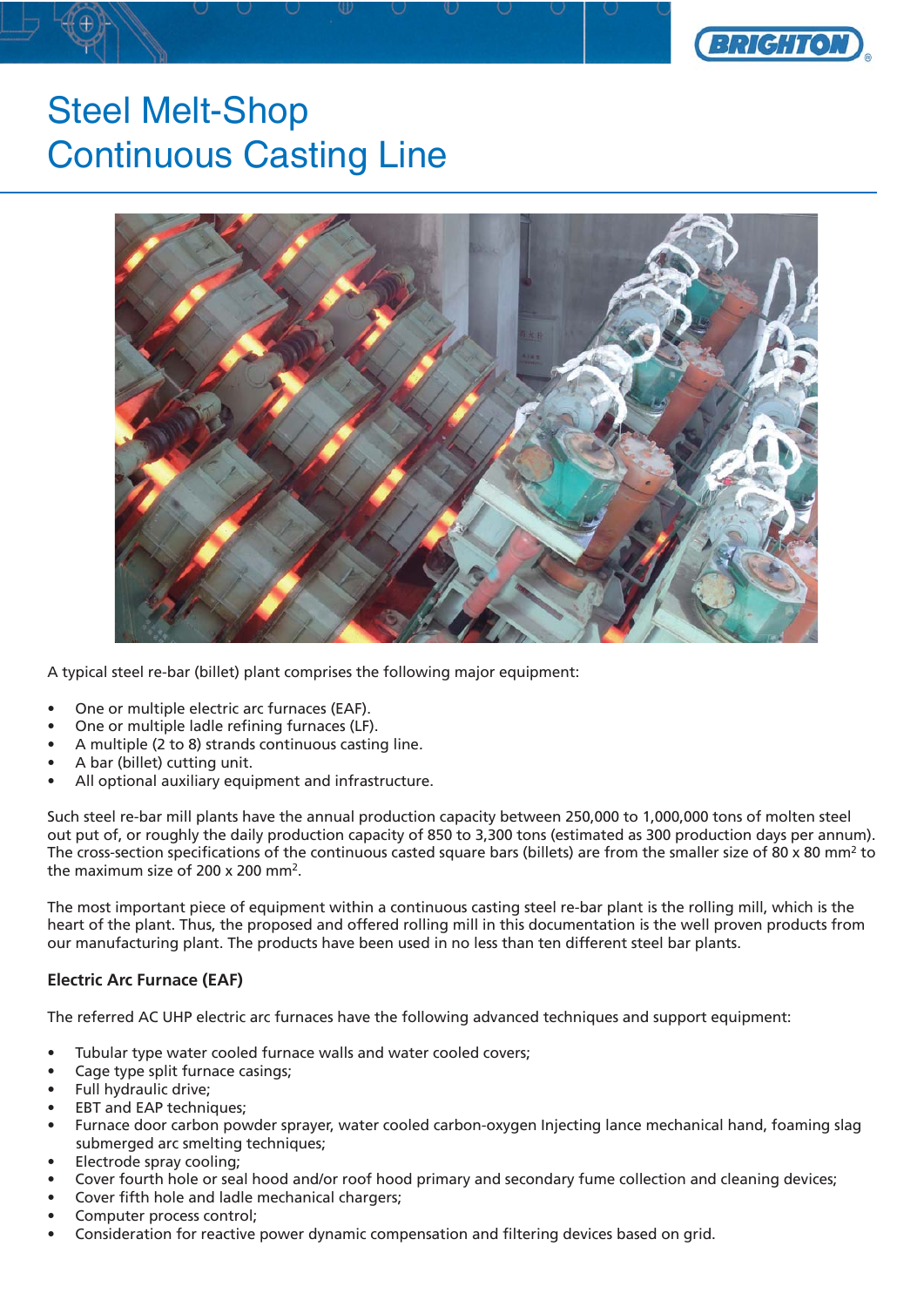# Steel Melt-Shop
# Continuous Casting Line

A typical steel re-bar (billet) plant comprises the following major equipment:

- One or multiple electric arc furnaces (EAF).
- One or multiple ladle refining furnaces (LF).
- A multiple (2 to 8) strands continuous casting line.
- A bar (billet) cutting unit.
- All optional auxiliary equipment and infrastructure.

Such steel re-bar mill plants have the annual production capacity between 250,000 to 1,000,000 tons of molten steel out put of, or roughly the daily production capacity of 850 to 3,300 tons (estimated as 300 production days per annum). The cross-section specifications of the continuous casted square bars (billets) are from the smaller size of 80 x 80 mm$^2$ to the maximum size of 200 x 200 mm$^2$.

The most important piece of equipment within a continuous casting steel re-bar plant is the rolling mill, which is the heart of the plant. Thus, the proposed and offered rolling mill in this documentation is the well proven products from our manufacturing plant. The products have been used in no less than ten different steel bar plants.

### Electric Arc Furnace (EAF)

The referred AC UHP electric arc furnaces have the following advanced techniques and support equipment:

- Tubular type water cooled furnace walls and water cooled covers;
- Cage type split furnace casings;
- Full hydraulic drive;
- EBT and EAP techniques;
- Furnace door carbon powder sprayer, water cooled carbon-oxygen Injecting lance mechanical hand, foaming slag submerged arc smelting techniques;
- Electrode spray cooling;
- Cover fourth hole or seal hood and/or roof hood primary and secondary fume collection and cleaning devices;
- Cover fifth hole and ladle mechanical chargers;
- Computer process control;
- Consideration for reactive power dynamic compensation and filtering devices based on grid.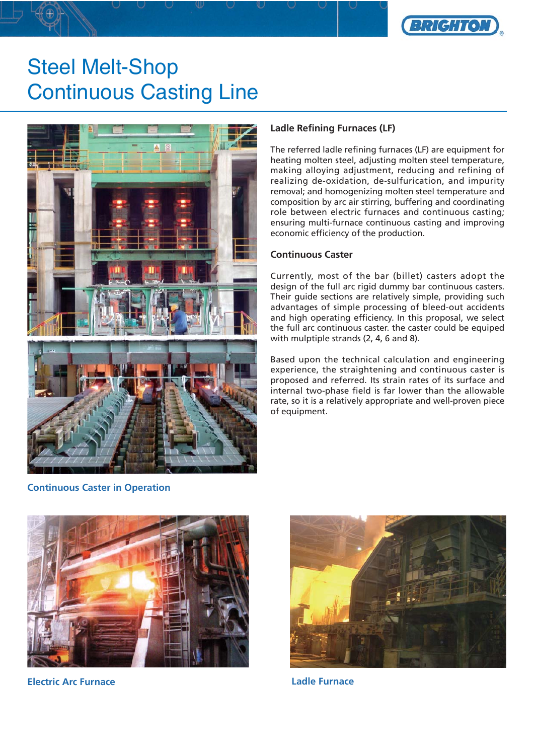# Steel Melt-Shop Continuous Casting Line

## Ladle Refining Furnaces (LF)

The referred ladle refining furnaces (LF) are equipment for heating molten steel, adjusting molten steel temperature, making alloying adjustment, reducing and refining of realizing de-oxidation, de-sulfurication, and impurity removal; and homogenizing molten steel temperature and composition by arc air stirring, buffering and coordinating role between electric furnaces and continuous casting; ensuring multi-furnace continuous casting and improving economic efficiency of the production.

## Continuous Caster

Currently, most of the bar (billet) casters adopt the design of the full arc rigid dummy bar continuous casters. Their guide sections are relatively simple, providing such advantages of simple processing of bleed-out accidents and high operating efficiency. In this proposal, we select the full arc continuous caster. the caster could be equiped with mulptiple strands (2, 4, 6 and 8).

Based upon the technical calculation and engineering experience, the straightening and continuous caster is proposed and referred. Its strain rates of its surface and internal two-phase field is far lower than the allowable rate, so it is a relatively appropriate and well-proven piece of equipment.

Continuous Caster in Operation

Electric Arc Furnace

Ladle Furnace